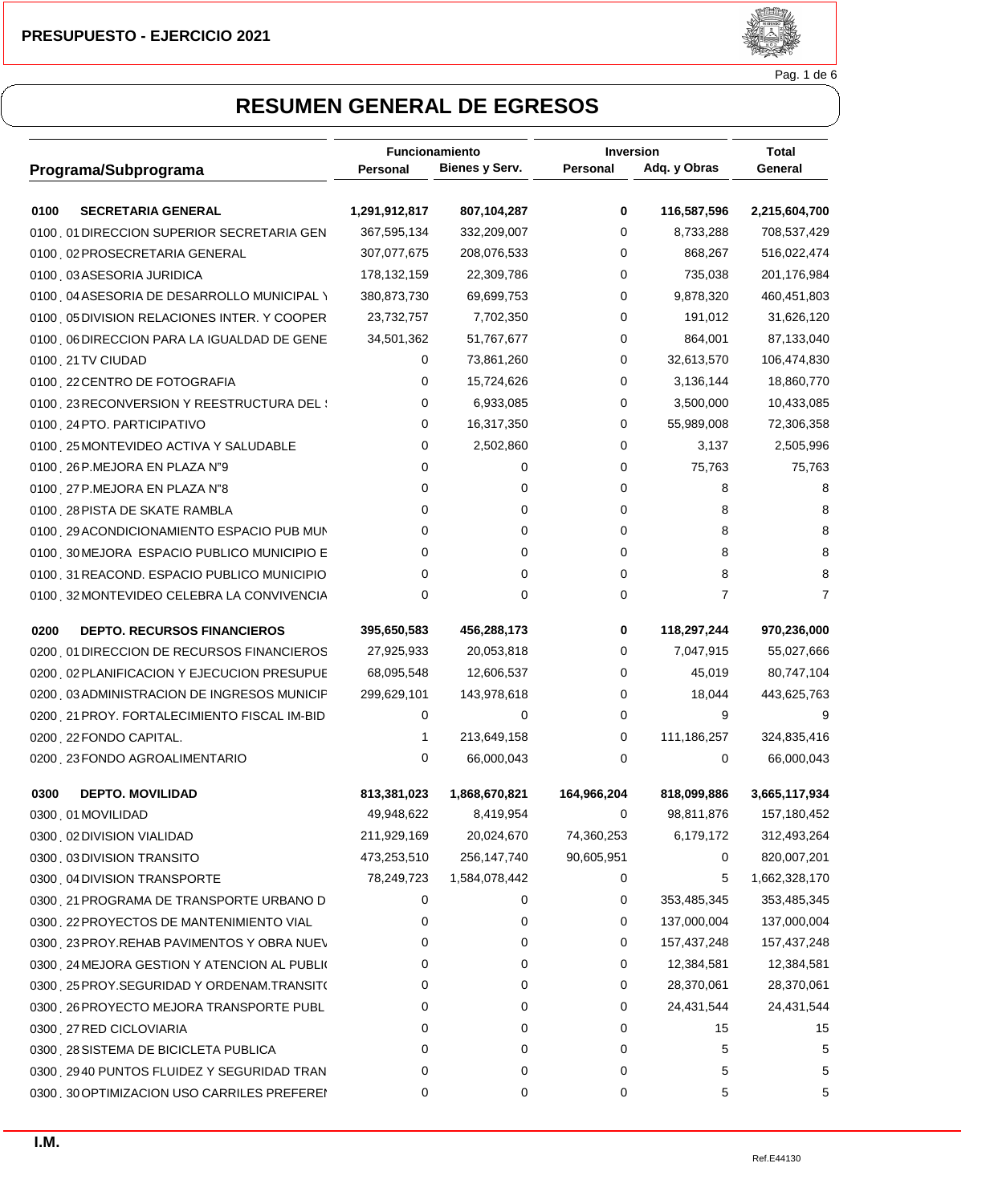PRESUPUESTO - EJERCICIO 2021

# RESUMEN GENERAL DE EGRESOS

| Programa/Subprograma | Funcionamiento | | Inversion | | Total |
|---|---|---|---|---|---|
| | Personal | Bienes y Serv. | Personal | Adq. y Obras | General |
| **0100 SECRETARIA GENERAL** | **1,291,912,817** | **807,104,287** | **0** | **116,587,596** | **2,215,604,700** |
| 0100 . 01 DIRECCION SUPERIOR SECRETARIA GEN | 367,595,134 | 332,209,007 | 0 | 8,733,288 | 708,537,429 |
| 0100 . 02 PROSECRETARIA GENERAL | 307,077,675 | 208,076,533 | 0 | 868,267 | 516,022,474 |
| 0100 . 03 ASESORIA JURIDICA | 178,132,159 | 22,309,786 | 0 | 735,038 | 201,176,984 |
| 0100 . 04 ASESORIA DE DESARROLLO MUNICIPAL Y | 380,873,730 | 69,699,753 | 0 | 9,878,320 | 460,451,803 |
| 0100 . 05 DIVISION RELACIONES INTER. Y COOPER | 23,732,757 | 7,702,350 | 0 | 191,012 | 31,626,120 |
| 0100 . 06 DIRECCION PARA LA IGUALDAD DE GENE | 34,501,362 | 51,767,677 | 0 | 864,001 | 87,133,040 |
| 0100 . 21 TV CIUDAD | 0 | 73,861,260 | 0 | 32,613,570 | 106,474,830 |
| 0100 . 22 CENTRO DE FOTOGRAFIA | 0 | 15,724,626 | 0 | 3,136,144 | 18,860,770 |
| 0100 . 23 RECONVERSION Y REESTRUCTURA DEL S | 0 | 6,933,085 | 0 | 3,500,000 | 10,433,085 |
| 0100 . 24 PTO. PARTICIPATIVO | 0 | 16,317,350 | 0 | 55,989,008 | 72,306,358 |
| 0100 . 25 MONTEVIDEO ACTIVA Y SALUDABLE | 0 | 2,502,860 | 0 | 3,137 | 2,505,996 |
| 0100 . 26 P.MEJORA EN PLAZA N"9 | 0 | 0 | 0 | 75,763 | 75,763 |
| 0100 . 27 P.MEJORA EN PLAZA N"8 | 0 | 0 | 0 | 8 | 8 |
| 0100 . 28 PISTA DE SKATE RAMBLA | 0 | 0 | 0 | 8 | 8 |
| 0100 . 29 ACONDICIONAMIENTO ESPACIO PUB MUN | 0 | 0 | 0 | 8 | 8 |
| 0100 . 30 MEJORA ESPACIO PUBLICO MUNICIPIO E | 0 | 0 | 0 | 8 | 8 |
| 0100 . 31 REACOND. ESPACIO PUBLICO MUNICIPIO | 0 | 0 | 0 | 8 | 8 |
| 0100 . 32 MONTEVIDEO CELEBRA LA CONVIVENCIA | 0 | 0 | 0 | 7 | 7 |
| **0200 DEPTO. RECURSOS FINANCIEROS** | **395,650,583** | **456,288,173** | **0** | **118,297,244** | **970,236,000** |
| 0200 . 01 DIRECCION DE RECURSOS FINANCIEROS | 27,925,933 | 20,053,818 | 0 | 7,047,915 | 55,027,666 |
| 0200 . 02 PLANIFICACION Y EJECUCION PRESUPUE | 68,095,548 | 12,606,537 | 0 | 45,019 | 80,747,104 |
| 0200 . 03 ADMINISTRACION DE INGRESOS MUNICIP | 299,629,101 | 143,978,618 | 0 | 18,044 | 443,625,763 |
| 0200 . 21 PROY. FORTALECIMIENTO FISCAL IM-BID | 0 | 0 | 0 | 9 | 9 |
| 0200 . 22 FONDO CAPITAL. | 1 | 213,649,158 | 0 | 111,186,257 | 324,835,416 |
| 0200 . 23 FONDO AGROALIMENTARIO | 0 | 66,000,043 | 0 | 0 | 66,000,043 |
| **0300 DEPTO. MOVILIDAD** | **813,381,023** | **1,868,670,821** | **164,966,204** | **818,099,886** | **3,665,117,934** |
| 0300 . 01 MOVILIDAD | 49,948,622 | 8,419,954 | 0 | 98,811,876 | 157,180,452 |
| 0300 . 02 DIVISION VIALIDAD | 211,929,169 | 20,024,670 | 74,360,253 | 6,179,172 | 312,493,264 |
| 0300 . 03 DIVISION TRANSITO | 473,253,510 | 256,147,740 | 90,605,951 | 0 | 820,007,201 |
| 0300 . 04 DIVISION TRANSPORTE | 78,249,723 | 1,584,078,442 | 0 | 5 | 1,662,328,170 |
| 0300 . 21 PROGRAMA DE TRANSPORTE URBANO D | 0 | 0 | 0 | 353,485,345 | 353,485,345 |
| 0300 . 22 PROYECTOS DE MANTENIMIENTO VIAL | 0 | 0 | 0 | 137,000,004 | 137,000,004 |
| 0300 . 23 PROY.REHAB PAVIMENTOS Y OBRA NUEV | 0 | 0 | 0 | 157,437,248 | 157,437,248 |
| 0300 . 24 MEJORA GESTION Y ATENCION AL PUBLIC | 0 | 0 | 0 | 12,384,581 | 12,384,581 |
| 0300 . 25 PROY.SEGURIDAD Y ORDENAM.TRANSITO | 0 | 0 | 0 | 28,370,061 | 28,370,061 |
| 0300 . 26 PROYECTO MEJORA TRANSPORTE PUBL | 0 | 0 | 0 | 24,431,544 | 24,431,544 |
| 0300 . 27 RED CICLOVIARIA | 0 | 0 | 0 | 15 | 15 |
| 0300 . 28 SISTEMA DE BICICLETA PUBLICA | 0 | 0 | 0 | 5 | 5 |
| 0300 . 29 40 PUNTOS FLUIDEZ Y SEGURIDAD TRAN | 0 | 0 | 0 | 5 | 5 |
| 0300 . 30 OPTIMIZACION USO CARRILES PREFERE | 0 | 0 | 0 | 5 | 5 |

I.M.

Ref.E44130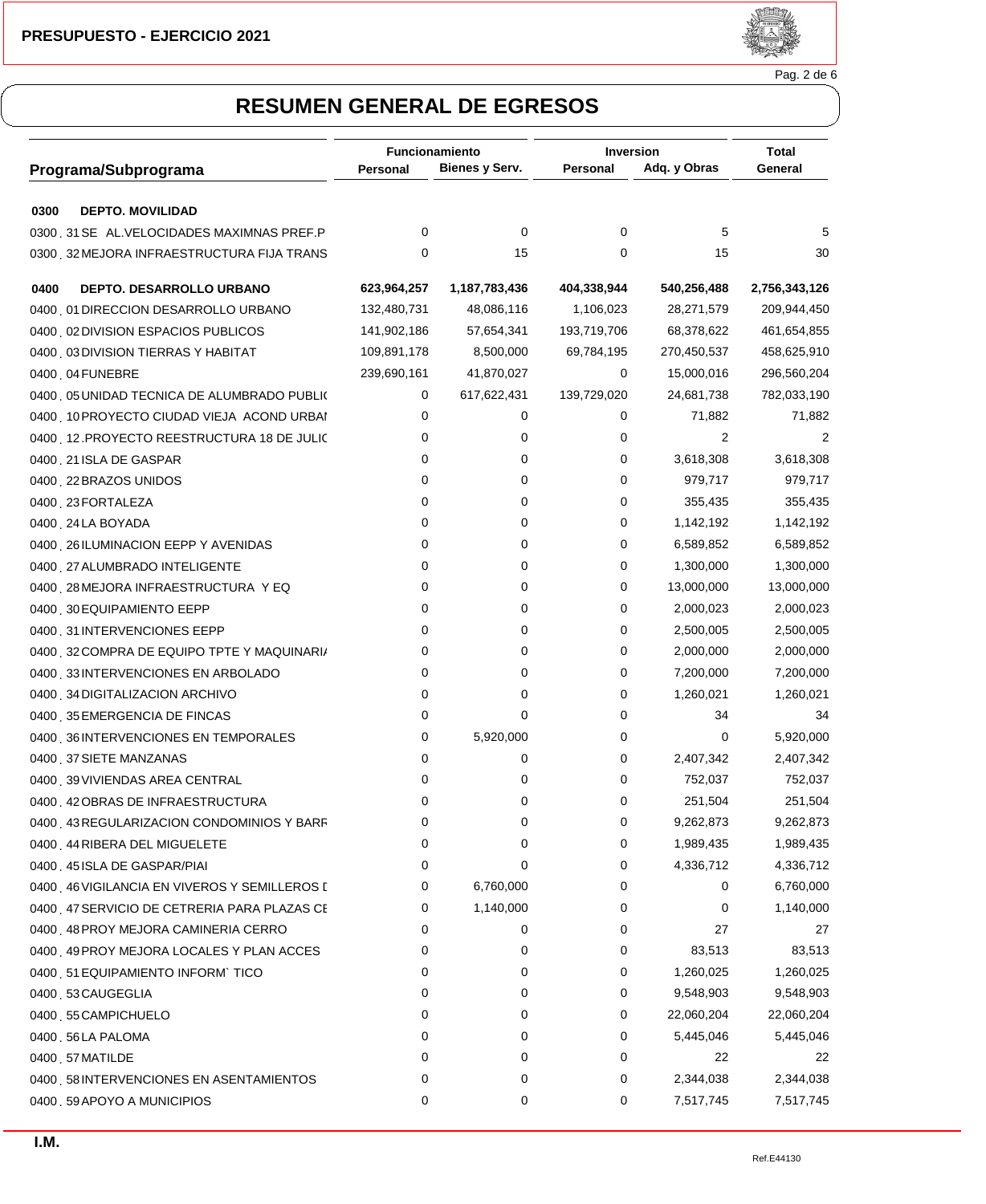## RESUMEN GENERAL DE EGRESOS

| Programa/Subprograma | Funcionamiento | | Inversion | | Total |
|---|---|---|---|---|---|
| | Personal | Bienes y Serv. | Personal | Adq. y Obras | General |
| **0300 DEPTO. MOVILIDAD** | | | | | |
| 0300 . 31 SE AL.VELOCIDADES MAXIMNAS PREF.P | 0 | 0 | 0 | 5 | 5 |
| 0300 . 32 MEJORA INFRAESTRUCTURA FIJA TRANS | 0 | 15 | 0 | 15 | 30 |
| **0400 DEPTO. DESARROLLO URBANO** | **623,964,257** | **1,187,783,436** | **404,338,944** | **540,256,488** | **2,756,343,126** |
| 0400 . 01 DIRECCION DESARROLLO URBANO | 132,480,731 | 48,086,116 | 1,106,023 | 28,271,579 | 209,944,450 |
| 0400 . 02 DIVISION ESPACIOS PUBLICOS | 141,902,186 | 57,654,341 | 193,719,706 | 68,378,622 | 461,654,855 |
| 0400 . 03 DIVISION TIERRAS Y HABITAT | 109,891,178 | 8,500,000 | 69,784,195 | 270,450,537 | 458,625,910 |
| 0400 . 04 FUNEBRE | 239,690,161 | 41,870,027 | 0 | 15,000,016 | 296,560,204 |
| 0400 . 05 UNIDAD TECNICA DE ALUMBRADO PUBLI( | 0 | 617,622,431 | 139,729,020 | 24,681,738 | 782,033,190 |
| 0400 . 10 PROYECTO CIUDAD VIEJA ACOND URBAI | 0 | 0 | 0 | 71,882 | 71,882 |
| 0400 . 12 .PROYECTO REESTRUCTURA 18 DE JULI( | 0 | 0 | 0 | 2 | 2 |
| 0400 . 21 ISLA DE GASPAR | 0 | 0 | 0 | 3,618,308 | 3,618,308 |
| 0400 . 22 BRAZOS UNIDOS | 0 | 0 | 0 | 979,717 | 979,717 |
| 0400 . 23 FORTALEZA | 0 | 0 | 0 | 355,435 | 355,435 |
| 0400 . 24 LA BOYADA | 0 | 0 | 0 | 1,142,192 | 1,142,192 |
| 0400 . 26 ILUMINACION EEPP Y AVENIDAS | 0 | 0 | 0 | 6,589,852 | 6,589,852 |
| 0400 . 27 ALUMBRADO INTELIGENTE | 0 | 0 | 0 | 1,300,000 | 1,300,000 |
| 0400 . 28 MEJORA INFRAESTRUCTURA Y EQ | 0 | 0 | 0 | 13,000,000 | 13,000,000 |
| 0400 . 30 EQUIPAMIENTO EEPP | 0 | 0 | 0 | 2,000,023 | 2,000,023 |
| 0400 . 31 INTERVENCIONES EEPP | 0 | 0 | 0 | 2,500,005 | 2,500,005 |
| 0400 . 32 COMPRA DE EQUIPO TPTE Y MAQUINARI/ | 0 | 0 | 0 | 2,000,000 | 2,000,000 |
| 0400 . 33 INTERVENCIONES EN ARBOLADO | 0 | 0 | 0 | 7,200,000 | 7,200,000 |
| 0400 . 34 DIGITALIZACION ARCHIVO | 0 | 0 | 0 | 1,260,021 | 1,260,021 |
| 0400 . 35 EMERGENCIA DE FINCAS | 0 | 0 | 0 | 34 | 34 |
| 0400 . 36 INTERVENCIONES EN TEMPORALES | 0 | 5,920,000 | 0 | 0 | 5,920,000 |
| 0400 . 37 SIETE MANZANAS | 0 | 0 | 0 | 2,407,342 | 2,407,342 |
| 0400 . 39 VIVIENDAS AREA CENTRAL | 0 | 0 | 0 | 752,037 | 752,037 |
| 0400 . 42 OBRAS DE INFRAESTRUCTURA | 0 | 0 | 0 | 251,504 | 251,504 |
| 0400 . 43 REGULARIZACION CONDOMINIOS Y BARF | 0 | 0 | 0 | 9,262,873 | 9,262,873 |
| 0400 . 44 RIBERA DEL MIGUELETE | 0 | 0 | 0 | 1,989,435 | 1,989,435 |
| 0400 . 45 ISLA DE GASPAR/PIAI | 0 | 0 | 0 | 4,336,712 | 4,336,712 |
| 0400 . 46 VIGILANCIA EN VIVEROS Y SEMILLEROS [ | 0 | 6,760,000 | 0 | 0 | 6,760,000 |
| 0400 . 47 SERVICIO DE CETRERIA PARA PLAZAS CE | 0 | 1,140,000 | 0 | 0 | 1,140,000 |
| 0400 . 48 PROY MEJORA CAMINERIA CERRO | 0 | 0 | 0 | 27 | 27 |
| 0400 . 49 PROY MEJORA LOCALES Y PLAN ACCES | 0 | 0 | 0 | 83,513 | 83,513 |
| 0400 . 51 EQUIPAMIENTO INFORM` TICO | 0 | 0 | 0 | 1,260,025 | 1,260,025 |
| 0400 . 53 CAUGEGLIA | 0 | 0 | 0 | 9,548,903 | 9,548,903 |
| 0400 . 55 CAMPICHUELO | 0 | 0 | 0 | 22,060,204 | 22,060,204 |
| 0400 . 56 LA PALOMA | 0 | 0 | 0 | 5,445,046 | 5,445,046 |
| 0400 . 57 MATILDE | 0 | 0 | 0 | 22 | 22 |
| 0400 . 58 INTERVENCIONES EN ASENTAMIENTOS | 0 | 0 | 0 | 2,344,038 | 2,344,038 |
| 0400 . 59 APOYO A MUNICIPIOS | 0 | 0 | 0 | 7,517,745 | 7,517,745 |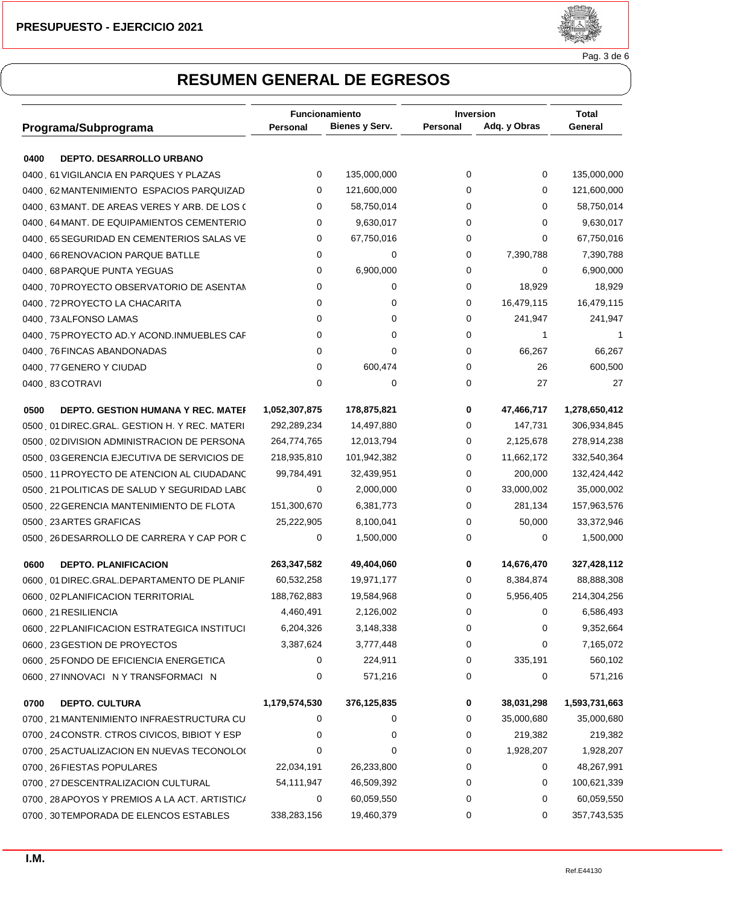PRESUPUESTO - EJERCICIO 2021

# RESUMEN GENERAL DE EGRESOS

| Programa/Subprograma | Funcionamiento | | Inversion | | Total |
|---|---|---|---|---|---|
| | Personal | Bienes y Serv. | Personal | Adq. y Obras | General |
| **0400 DEPTO. DESARROLLO URBANO** | | | | | |
| 0400 . 61 VIGILANCIA EN PARQUES Y PLAZAS | 0 | 135,000,000 | 0 | 0 | 135,000,000 |
| 0400 . 62 MANTENIMIENTO ESPACIOS PARQUIZAD | 0 | 121,600,000 | 0 | 0 | 121,600,000 |
| 0400 . 63 MANT. DE AREAS VERES Y ARB. DE LOS ( | 0 | 58,750,014 | 0 | 0 | 58,750,014 |
| 0400 . 64 MANT. DE EQUIPAMIENTOS CEMENTERIO | 0 | 9,630,017 | 0 | 0 | 9,630,017 |
| 0400 . 65 SEGURIDAD EN CEMENTERIOS SALAS VE | 0 | 67,750,016 | 0 | 0 | 67,750,016 |
| 0400 . 66 RENOVACION PARQUE BATLLE | 0 | 0 | 0 | 7,390,788 | 7,390,788 |
| 0400 . 68 PARQUE PUNTA YEGUAS | 0 | 6,900,000 | 0 | 0 | 6,900,000 |
| 0400 . 70 PROYECTO OBSERVATORIO DE ASENTAM | 0 | 0 | 0 | 18,929 | 18,929 |
| 0400 . 72 PROYECTO LA CHACARITA | 0 | 0 | 0 | 16,479,115 | 16,479,115 |
| 0400 . 73 ALFONSO LAMAS | 0 | 0 | 0 | 241,947 | 241,947 |
| 0400 . 75 PROYECTO AD.Y ACOND.INMUEBLES CAF | 0 | 0 | 0 | 1 | 1 |
| 0400 . 76 FINCAS ABANDONADAS | 0 | 0 | 0 | 66,267 | 66,267 |
| 0400 . 77 GENERO Y CIUDAD | 0 | 600,474 | 0 | 26 | 600,500 |
| 0400 . 83 COTRAVI | 0 | 0 | 0 | 27 | 27 |
| **0500 DEPTO. GESTION HUMANA Y REC. MATEF** | **1,052,307,875** | **178,875,821** | **0** | **47,466,717** | **1,278,650,412** |
| 0500 . 01 DIREC.GRAL. GESTION H. Y REC. MATERI | 292,289,234 | 14,497,880 | 0 | 147,731 | 306,934,845 |
| 0500 . 02 DIVISION ADMINISTRACION DE PERSONA | 264,774,765 | 12,013,794 | 0 | 2,125,678 | 278,914,238 |
| 0500 . 03 GERENCIA EJECUTIVA DE SERVICIOS DE | 218,935,810 | 101,942,382 | 0 | 11,662,172 | 332,540,364 |
| 0500 . 11 PROYECTO DE ATENCION AL CIUDADANO | 99,784,491 | 32,439,951 | 0 | 200,000 | 132,424,442 |
| 0500 . 21 POLITICAS DE SALUD Y SEGURIDAD LAB( | 0 | 2,000,000 | 0 | 33,000,002 | 35,000,002 |
| 0500 . 22 GERENCIA MANTENIMIENTO DE FLOTA | 151,300,670 | 6,381,773 | 0 | 281,134 | 157,963,576 |
| 0500 . 23 ARTES GRAFICAS | 25,222,905 | 8,100,041 | 0 | 50,000 | 33,372,946 |
| 0500 . 26 DESARROLLO DE CARRERA Y CAP POR C | 0 | 1,500,000 | 0 | 0 | 1,500,000 |
| **0600 DEPTO. PLANIFICACION** | **263,347,582** | **49,404,060** | **0** | **14,676,470** | **327,428,112** |
| 0600 . 01 DIREC.GRAL.DEPARTAMENTO DE PLANIF | 60,532,258 | 19,971,177 | 0 | 8,384,874 | 88,888,308 |
| 0600 . 02 PLANIFICACION TERRITORIAL | 188,762,883 | 19,584,968 | 0 | 5,956,405 | 214,304,256 |
| 0600 . 21 RESILIENCIA | 4,460,491 | 2,126,002 | 0 | 0 | 6,586,493 |
| 0600 . 22 PLANIFICACION ESTRATEGICA INSTITUCI | 6,204,326 | 3,148,338 | 0 | 0 | 9,352,664 |
| 0600 . 23 GESTION DE PROYECTOS | 3,387,624 | 3,777,448 | 0 | 0 | 7,165,072 |
| 0600 . 25 FONDO DE EFICIENCIA ENERGETICA | 0 | 224,911 | 0 | 335,191 | 560,102 |
| 0600 . 27 INNOVACI N Y TRANSFORMACI N | 0 | 571,216 | 0 | 0 | 571,216 |
| **0700 DEPTO. CULTURA** | **1,179,574,530** | **376,125,835** | **0** | **38,031,298** | **1,593,731,663** |
| 0700 . 21 MANTENIMIENTO INFRAESTRUCTURA CU | 0 | 0 | 0 | 35,000,680 | 35,000,680 |
| 0700 . 24 CONSTR. CTROS CIVICOS, BIBIOT Y ESP | 0 | 0 | 0 | 219,382 | 219,382 |
| 0700 . 25 ACTUALIZACION EN NUEVAS TECONOLO( | 0 | 0 | 0 | 1,928,207 | 1,928,207 |
| 0700 . 26 FIESTAS POPULARES | 22,034,191 | 26,233,800 | 0 | 0 | 48,267,991 |
| 0700 . 27 DESCENTRALIZACION CULTURAL | 54,111,947 | 46,509,392 | 0 | 0 | 100,621,339 |
| 0700 . 28 APOYOS Y PREMIOS A LA ACT. ARTISTIC/ | 0 | 60,059,550 | 0 | 0 | 60,059,550 |
| 0700 . 30 TEMPORADA DE ELENCOS ESTABLES | 338,283,156 | 19,460,379 | 0 | 0 | 357,743,535 |

I.M.

Ref.E44130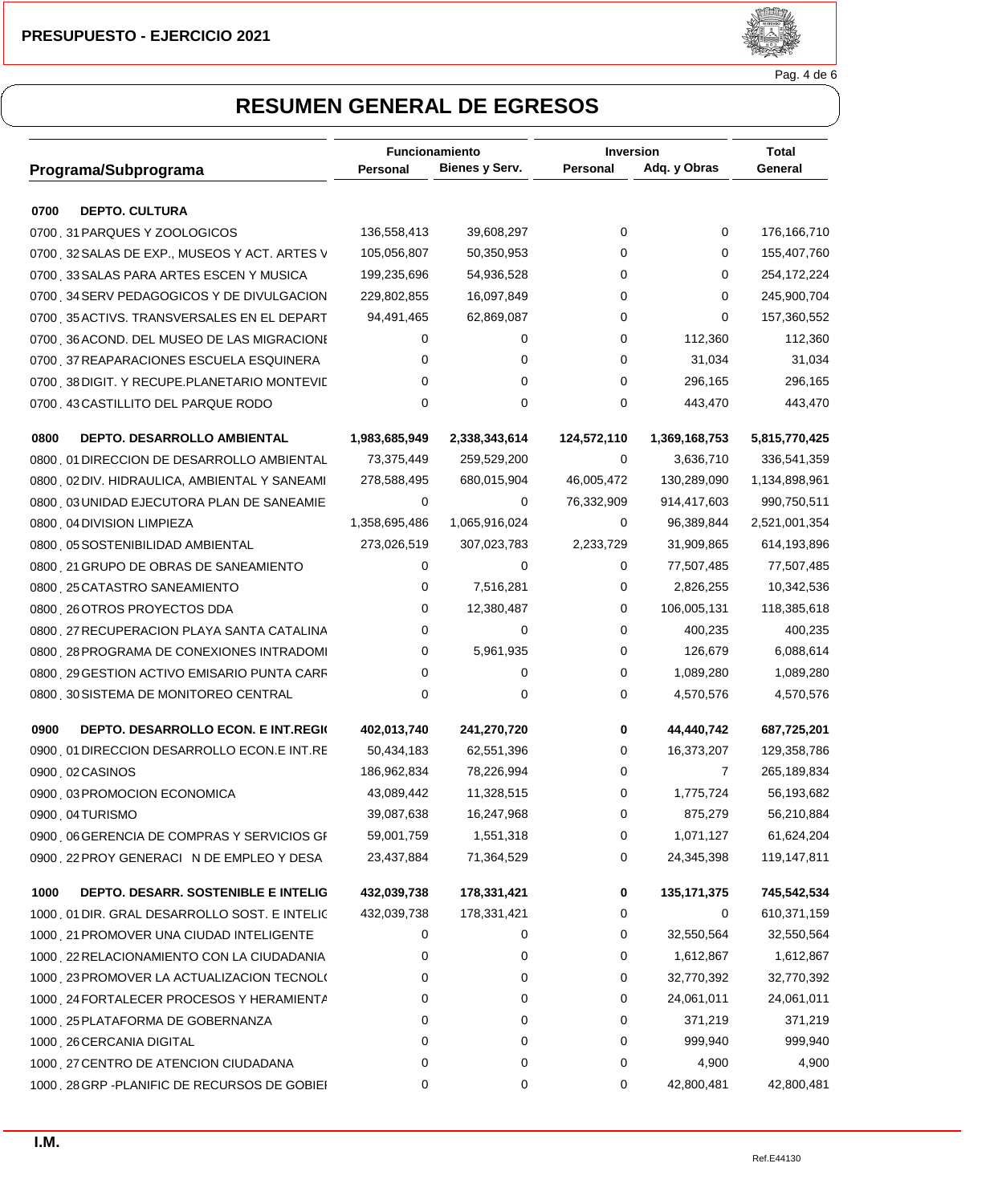**PRESUPUESTO - EJERCICIO 2021**

# RESUMEN GENERAL DE EGRESOS

| Programa/Subprograma | Funcionamiento Personal | Funcionamiento Bienes y Serv. | Inversion Personal | Inversion Adq. y Obras | Total General |
|---|---|---|---|---|---|
| **0700 DEPTO. CULTURA** | | | | | |
| 0700 . 31 PARQUES Y ZOOLOGICOS | 136,558,413 | 39,608,297 | 0 | 0 | 176,166,710 |
| 0700 . 32 SALAS DE EXP., MUSEOS Y ACT. ARTES V | 105,056,807 | 50,350,953 | 0 | 0 | 155,407,760 |
| 0700 . 33 SALAS PARA ARTES ESCEN Y MUSICA | 199,235,696 | 54,936,528 | 0 | 0 | 254,172,224 |
| 0700 . 34 SERV PEDAGOGICOS Y DE DIVULGACION | 229,802,855 | 16,097,849 | 0 | 0 | 245,900,704 |
| 0700 . 35 ACTIVS. TRANSVERSALES EN EL DEPART | 94,491,465 | 62,869,087 | 0 | 0 | 157,360,552 |
| 0700 . 36 ACOND. DEL MUSEO DE LAS MIGRACIONE | 0 | 0 | 0 | 112,360 | 112,360 |
| 0700 . 37 REAPARACIONES ESCUELA ESQUINERA | 0 | 0 | 0 | 31,034 | 31,034 |
| 0700 . 38 DIGIT. Y RECUPE.PLANETARIO MONTEVIL | 0 | 0 | 0 | 296,165 | 296,165 |
| 0700 . 43 CASTILLITO DEL PARQUE RODO | 0 | 0 | 0 | 443,470 | 443,470 |
| **0800 DEPTO. DESARROLLO AMBIENTAL** | **1,983,685,949** | **2,338,343,614** | **124,572,110** | **1,369,168,753** | **5,815,770,425** |
| 0800 . 01 DIRECCION DE DESARROLLO AMBIENTAL | 73,375,449 | 259,529,200 | 0 | 3,636,710 | 336,541,359 |
| 0800 . 02 DIV. HIDRAULICA, AMBIENTAL Y SANEAMI | 278,588,495 | 680,015,904 | 46,005,472 | 130,289,090 | 1,134,898,961 |
| 0800 . 03 UNIDAD EJECUTORA PLAN DE SANEAMIE | 0 | 0 | 76,332,909 | 914,417,603 | 990,750,511 |
| 0800 . 04 DIVISION LIMPIEZA | 1,358,695,486 | 1,065,916,024 | 0 | 96,389,844 | 2,521,001,354 |
| 0800 . 05 SOSTENIBILIDAD AMBIENTAL | 273,026,519 | 307,023,783 | 2,233,729 | 31,909,865 | 614,193,896 |
| 0800 . 21 GRUPO DE OBRAS DE SANEAMIENTO | 0 | 0 | 0 | 77,507,485 | 77,507,485 |
| 0800 . 25 CATASTRO SANEAMIENTO | 0 | 7,516,281 | 0 | 2,826,255 | 10,342,536 |
| 0800 . 26 OTROS PROYECTOS DDA | 0 | 12,380,487 | 0 | 106,005,131 | 118,385,618 |
| 0800 . 27 RECUPERACION PLAYA SANTA CATALINA | 0 | 0 | 0 | 400,235 | 400,235 |
| 0800 . 28 PROGRAMA DE CONEXIONES INTRADOMI | 0 | 5,961,935 | 0 | 126,679 | 6,088,614 |
| 0800 . 29 GESTION ACTIVO EMISARIO PUNTA CARF | 0 | 0 | 0 | 1,089,280 | 1,089,280 |
| 0800 . 30 SISTEMA DE MONITOREO CENTRAL | 0 | 0 | 0 | 4,570,576 | 4,570,576 |
| **0900 DEPTO. DESARROLLO ECON. E INT.REGI(** | **402,013,740** | **241,270,720** | **0** | **44,440,742** | **687,725,201** |
| 0900 . 01 DIRECCION DESARROLLO ECON.E INT.RE | 50,434,183 | 62,551,396 | 0 | 16,373,207 | 129,358,786 |
| 0900 . 02 CASINOS | 186,962,834 | 78,226,994 | 0 | 7 | 265,189,834 |
| 0900 . 03 PROMOCION ECONOMICA | 43,089,442 | 11,328,515 | 0 | 1,775,724 | 56,193,682 |
| 0900 . 04 TURISMO | 39,087,638 | 16,247,968 | 0 | 875,279 | 56,210,884 |
| 0900 . 06 GERENCIA DE COMPRAS Y SERVICIOS GI | 59,001,759 | 1,551,318 | 0 | 1,071,127 | 61,624,204 |
| 0900 . 22 PROY GENERACI N DE EMPLEO Y DESA | 23,437,884 | 71,364,529 | 0 | 24,345,398 | 119,147,811 |
| **1000 DEPTO. DESARR. SOSTENIBLE E INTELIG** | **432,039,738** | **178,331,421** | **0** | **135,171,375** | **745,542,534** |
| 1000 . 01 DIR. GRAL DESARROLLO SOST. E INTELIC | 432,039,738 | 178,331,421 | 0 | 0 | 610,371,159 |
| 1000 . 21 PROMOVER UNA CIUDAD INTELIGENTE | 0 | 0 | 0 | 32,550,564 | 32,550,564 |
| 1000 . 22 RELACIONAMIENTO CON LA CIUDADANIA | 0 | 0 | 0 | 1,612,867 | 1,612,867 |
| 1000 . 23 PROMOVER LA ACTUALIZACION TECNOL( | 0 | 0 | 0 | 32,770,392 | 32,770,392 |
| 1000 . 24 FORTALECER PROCESOS Y HERAMIENTA | 0 | 0 | 0 | 24,061,011 | 24,061,011 |
| 1000 . 25 PLATAFORMA DE GOBERNANZA | 0 | 0 | 0 | 371,219 | 371,219 |
| 1000 . 26 CERCANIA DIGITAL | 0 | 0 | 0 | 999,940 | 999,940 |
| 1000 . 27 CENTRO DE ATENCION CIUDADANA | 0 | 0 | 0 | 4,900 | 4,900 |
| 1000 . 28 GRP -PLANIFIC DE RECURSOS DE GOBIEI | 0 | 0 | 0 | 42,800,481 | 42,800,481 |

I.M.

Ref.E44130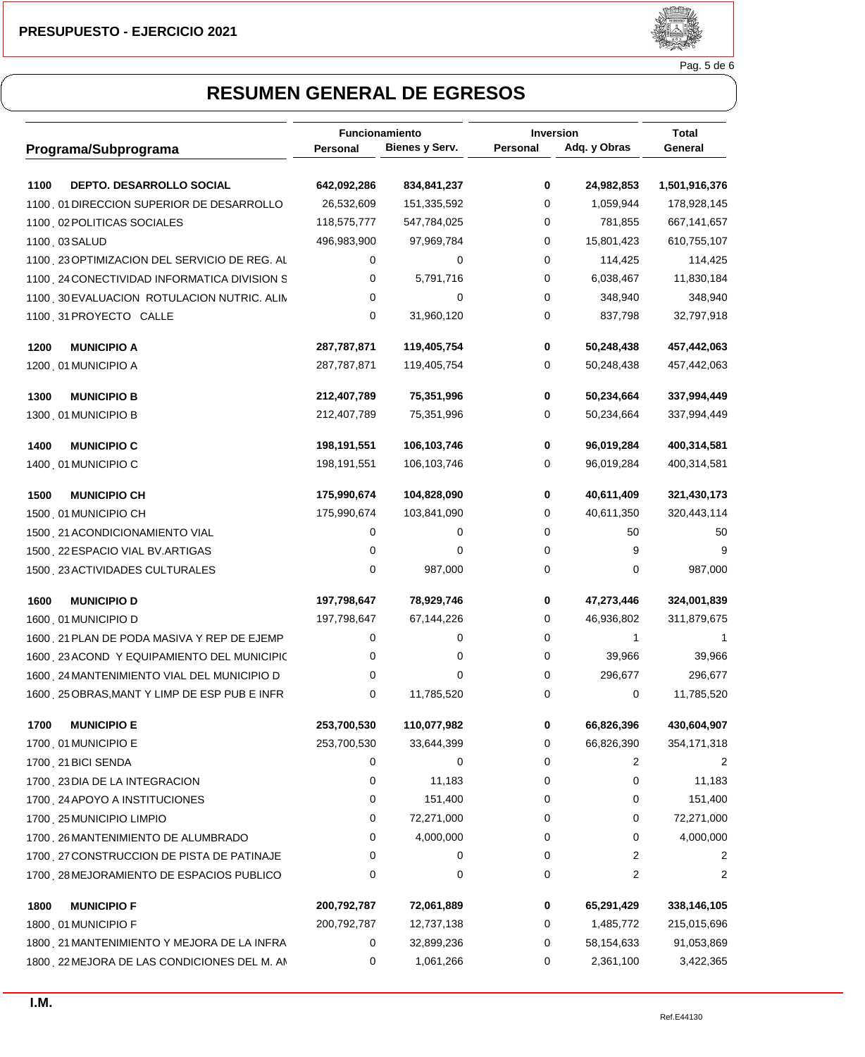PRESUPUESTO - EJERCICIO 2021

# RESUMEN GENERAL DE EGRESOS

| Programa/Subprograma | Funcionamiento | | Inversion | | Total |
|---|---|---|---|---|---|
| | Personal | Bienes y Serv. | Personal | Adq. y Obras | General |
| **1100 DEPTO. DESARROLLO SOCIAL** | **642,092,286** | **834,841,237** | **0** | **24,982,853** | **1,501,916,376** |
| 1100 . 01 DIRECCION SUPERIOR DE DESARROLLO | 26,532,609 | 151,335,592 | 0 | 1,059,944 | 178,928,145 |
| 1100 . 02 POLITICAS SOCIALES | 118,575,777 | 547,784,025 | 0 | 781,855 | 667,141,657 |
| 1100 . 03 SALUD | 496,983,900 | 97,969,784 | 0 | 15,801,423 | 610,755,107 |
| 1100 . 23 OPTIMIZACION DEL SERVICIO DE REG. AL | 0 | 0 | 0 | 114,425 | 114,425 |
| 1100 . 24 CONECTIVIDAD INFORMATICA DIVISION S | 0 | 5,791,716 | 0 | 6,038,467 | 11,830,184 |
| 1100 . 30 EVALUACION ROTULACION NUTRIC. ALIN | 0 | 0 | 0 | 348,940 | 348,940 |
| 1100 . 31 PROYECTO CALLE | 0 | 31,960,120 | 0 | 837,798 | 32,797,918 |
| **1200 MUNICIPIO A** | **287,787,871** | **119,405,754** | **0** | **50,248,438** | **457,442,063** |
| 1200 . 01 MUNICIPIO A | 287,787,871 | 119,405,754 | 0 | 50,248,438 | 457,442,063 |
| **1300 MUNICIPIO B** | **212,407,789** | **75,351,996** | **0** | **50,234,664** | **337,994,449** |
| 1300 . 01 MUNICIPIO B | 212,407,789 | 75,351,996 | 0 | 50,234,664 | 337,994,449 |
| **1400 MUNICIPIO C** | **198,191,551** | **106,103,746** | **0** | **96,019,284** | **400,314,581** |
| 1400 . 01 MUNICIPIO C | 198,191,551 | 106,103,746 | 0 | 96,019,284 | 400,314,581 |
| **1500 MUNICIPIO CH** | **175,990,674** | **104,828,090** | **0** | **40,611,409** | **321,430,173** |
| 1500 . 01 MUNICIPIO CH | 175,990,674 | 103,841,090 | 0 | 40,611,350 | 320,443,114 |
| 1500 . 21 ACONDICIONAMIENTO VIAL | 0 | 0 | 0 | 50 | 50 |
| 1500 . 22 ESPACIO VIAL BV.ARTIGAS | 0 | 0 | 0 | 9 | 9 |
| 1500 . 23 ACTIVIDADES CULTURALES | 0 | 987,000 | 0 | 0 | 987,000 |
| **1600 MUNICIPIO D** | **197,798,647** | **78,929,746** | **0** | **47,273,446** | **324,001,839** |
| 1600 . 01 MUNICIPIO D | 197,798,647 | 67,144,226 | 0 | 46,936,802 | 311,879,675 |
| 1600 . 21 PLAN DE PODA MASIVA Y REP DE EJEMP | 0 | 0 | 0 | 1 | 1 |
| 1600 . 23 ACOND Y EQUIPAMIENTO DEL MUNICIPIC | 0 | 0 | 0 | 39,966 | 39,966 |
| 1600 . 24 MANTENIMIENTO VIAL DEL MUNICIPIO D | 0 | 0 | 0 | 296,677 | 296,677 |
| 1600 . 25 OBRAS,MANT Y LIMP DE ESP PUB E INFR | 0 | 11,785,520 | 0 | 0 | 11,785,520 |
| **1700 MUNICIPIO E** | **253,700,530** | **110,077,982** | **0** | **66,826,396** | **430,604,907** |
| 1700 . 01 MUNICIPIO E | 253,700,530 | 33,644,399 | 0 | 66,826,390 | 354,171,318 |
| 1700 . 21 BICI SENDA | 0 | 0 | 0 | 2 | 2 |
| 1700 . 23 DIA DE LA INTEGRACION | 0 | 11,183 | 0 | 0 | 11,183 |
| 1700 . 24 APOYO A INSTITUCIONES | 0 | 151,400 | 0 | 0 | 151,400 |
| 1700 . 25 MUNICIPIO LIMPIO | 0 | 72,271,000 | 0 | 0 | 72,271,000 |
| 1700 . 26 MANTENIMIENTO DE ALUMBRADO | 0 | 4,000,000 | 0 | 0 | 4,000,000 |
| 1700 . 27 CONSTRUCCION DE PISTA DE PATINAJE | 0 | 0 | 0 | 2 | 2 |
| 1700 . 28 MEJORAMIENTO DE ESPACIOS PUBLICO | 0 | 0 | 0 | 2 | 2 |
| **1800 MUNICIPIO F** | **200,792,787** | **72,061,889** | **0** | **65,291,429** | **338,146,105** |
| 1800 . 01 MUNICIPIO F | 200,792,787 | 12,737,138 | 0 | 1,485,772 | 215,015,696 |
| 1800 . 21 MANTENIMIENTO Y MEJORA DE LA INFRA | 0 | 32,899,236 | 0 | 58,154,633 | 91,053,869 |
| 1800 . 22 MEJORA DE LAS CONDICIONES DEL M. AN | 0 | 1,061,266 | 0 | 2,361,100 | 3,422,365 |

I.M.

Ref.E44130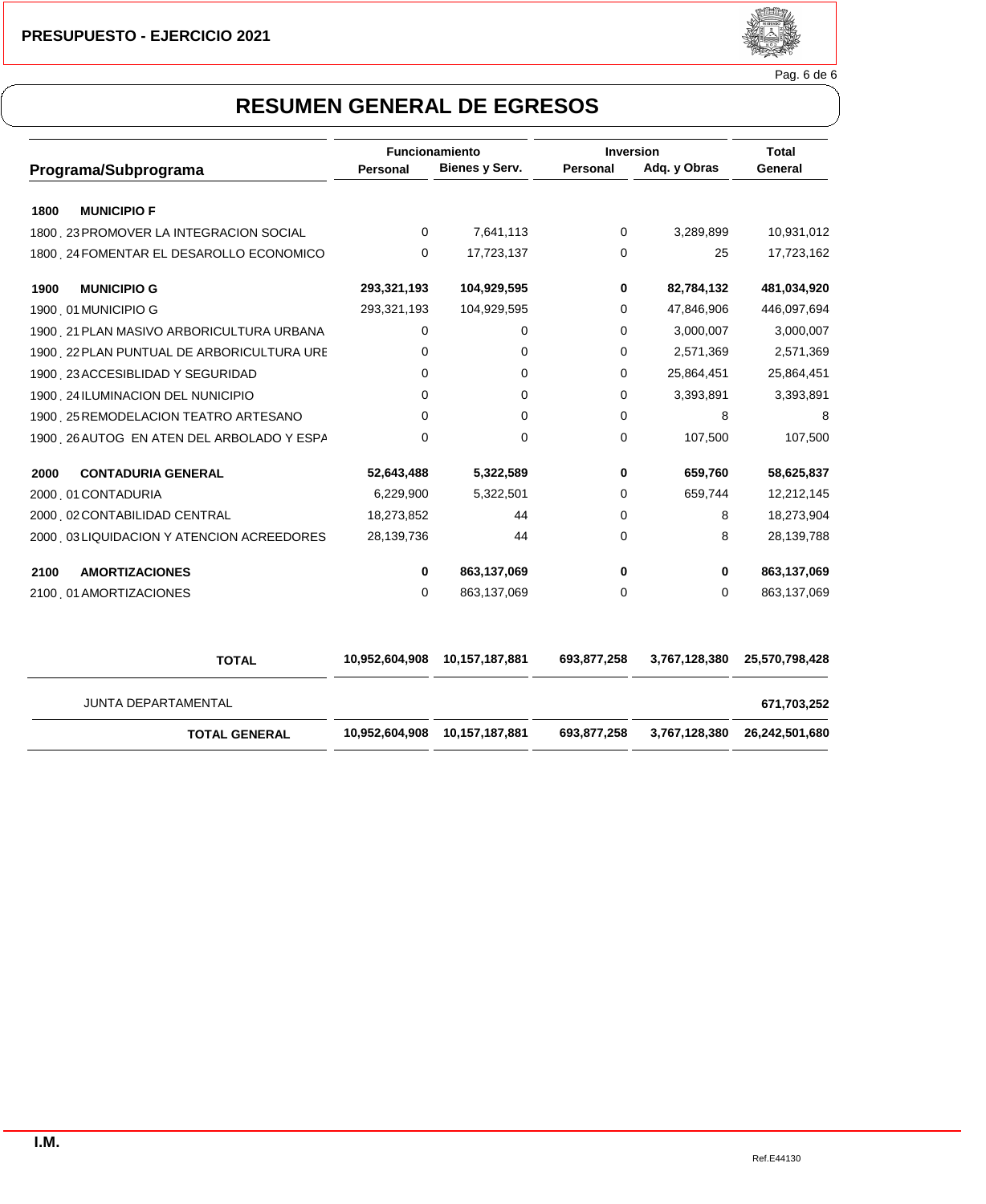PRESUPUESTO - EJERCICIO 2021

# RESUMEN GENERAL DE EGRESOS

| Programa/Subprograma | Funcionamiento | | Inversion | | Total |
|---|---|---|---|---|---|
| | Personal | Bienes y Serv. | Personal | Adq. y Obras | General |
| **1800 MUNICIPIO F** | | | | | |
| 1800 . 23 PROMOVER LA INTEGRACION SOCIAL | 0 | 7,641,113 | 0 | 3,289,899 | 10,931,012 |
| 1800 . 24 FOMENTAR EL DESAROLLO ECONOMICO | 0 | 17,723,137 | 0 | 25 | 17,723,162 |
| **1900 MUNICIPIO G** | **293,321,193** | **104,929,595** | **0** | **82,784,132** | **481,034,920** |
| 1900 . 01 MUNICIPIO G | 293,321,193 | 104,929,595 | 0 | 47,846,906 | 446,097,694 |
| 1900 . 21 PLAN MASIVO ARBORICULTURA URBANA | 0 | 0 | 0 | 3,000,007 | 3,000,007 |
| 1900 . 22 PLAN PUNTUAL DE ARBORICULTURA URE | 0 | 0 | 0 | 2,571,369 | 2,571,369 |
| 1900 . 23 ACCESIBLIDAD Y SEGURIDAD | 0 | 0 | 0 | 25,864,451 | 25,864,451 |
| 1900 . 24 ILUMINACION DEL NUNICIPIO | 0 | 0 | 0 | 3,393,891 | 3,393,891 |
| 1900 . 25 REMODELACION TEATRO ARTESANO | 0 | 0 | 0 | 8 | 8 |
| 1900 . 26 AUTOG EN ATEN DEL ARBOLADO Y ESPA | 0 | 0 | 0 | 107,500 | 107,500 |
| **2000 CONTADURIA GENERAL** | **52,643,488** | **5,322,589** | **0** | **659,760** | **58,625,837** |
| 2000 . 01 CONTADURIA | 6,229,900 | 5,322,501 | 0 | 659,744 | 12,212,145 |
| 2000 . 02 CONTABILIDAD CENTRAL | 18,273,852 | 44 | 0 | 8 | 18,273,904 |
| 2000 . 03 LIQUIDACION Y ATENCION ACREEDORES | 28,139,736 | 44 | 0 | 8 | 28,139,788 |
| **2100 AMORTIZACIONES** | **0** | **863,137,069** | **0** | **0** | **863,137,069** |
| 2100 . 01 AMORTIZACIONES | 0 | 863,137,069 | 0 | 0 | 863,137,069 |
| **TOTAL** | **10,952,604,908** | **10,157,187,881** | **693,877,258** | **3,767,128,380** | **25,570,798,428** |
| JUNTA DEPARTAMENTAL | | | | | **671,703,252** |
| **TOTAL GENERAL** | **10,952,604,908** | **10,157,187,881** | **693,877,258** | **3,767,128,380** | **26,242,501,680** |

I.M.

Ref.E44130